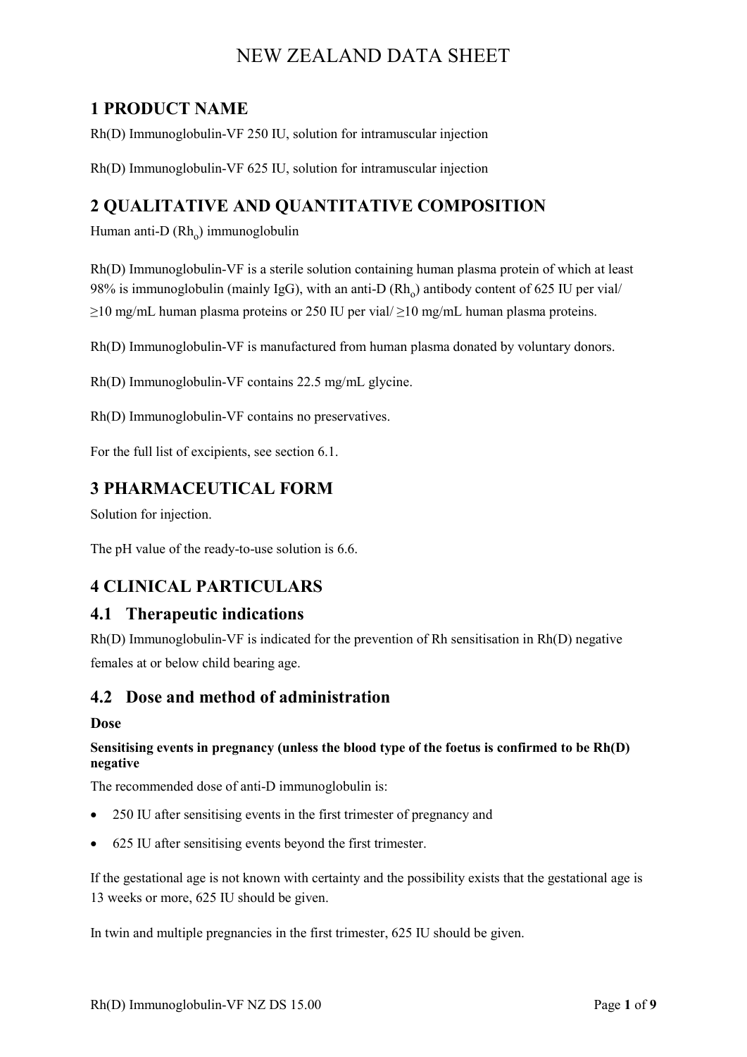# NEW ZEALAND DATA SHEET

## 1 PRODUCT NAME

Rh(D) Immunoglobulin-VF 250 IU, solution for intramuscular injection

Rh(D) Immunoglobulin-VF 625 IU, solution for intramuscular injection

## 2 QUALITATIVE AND QUANTITATIVE COMPOSITION

Human anti-D ($Rh_o$) immunoglobulin

Rh(D) Immunoglobulin-VF is a sterile solution containing human plasma protein of which at least 98% is immunoglobulin (mainly IgG), with an anti-D ($Rh_o$) antibody content of 625 IU per vial/ ≥10 mg/mL human plasma proteins or 250 IU per vial/ ≥10 mg/mL human plasma proteins.

Rh(D) Immunoglobulin-VF is manufactured from human plasma donated by voluntary donors.

Rh(D) Immunoglobulin-VF contains 22.5 mg/mL glycine.

Rh(D) Immunoglobulin-VF contains no preservatives.

For the full list of excipients, see section 6.1.

## 3 PHARMACEUTICAL FORM

Solution for injection.

The pH value of the ready-to-use solution is 6.6.

## 4 CLINICAL PARTICULARS

### 4.1 Therapeutic indications

Rh(D) Immunoglobulin-VF is indicated for the prevention of Rh sensitisation in Rh(D) negative females at or below child bearing age.

### 4.2 Dose and method of administration

**Dose**

**Sensitising events in pregnancy (unless the blood type of the foetus is confirmed to be Rh(D) negative**

The recommended dose of anti-D immunoglobulin is:

- 250 IU after sensitising events in the first trimester of pregnancy and
- 625 IU after sensitising events beyond the first trimester.

If the gestational age is not known with certainty and the possibility exists that the gestational age is 13 weeks or more, 625 IU should be given.

In twin and multiple pregnancies in the first trimester, 625 IU should be given.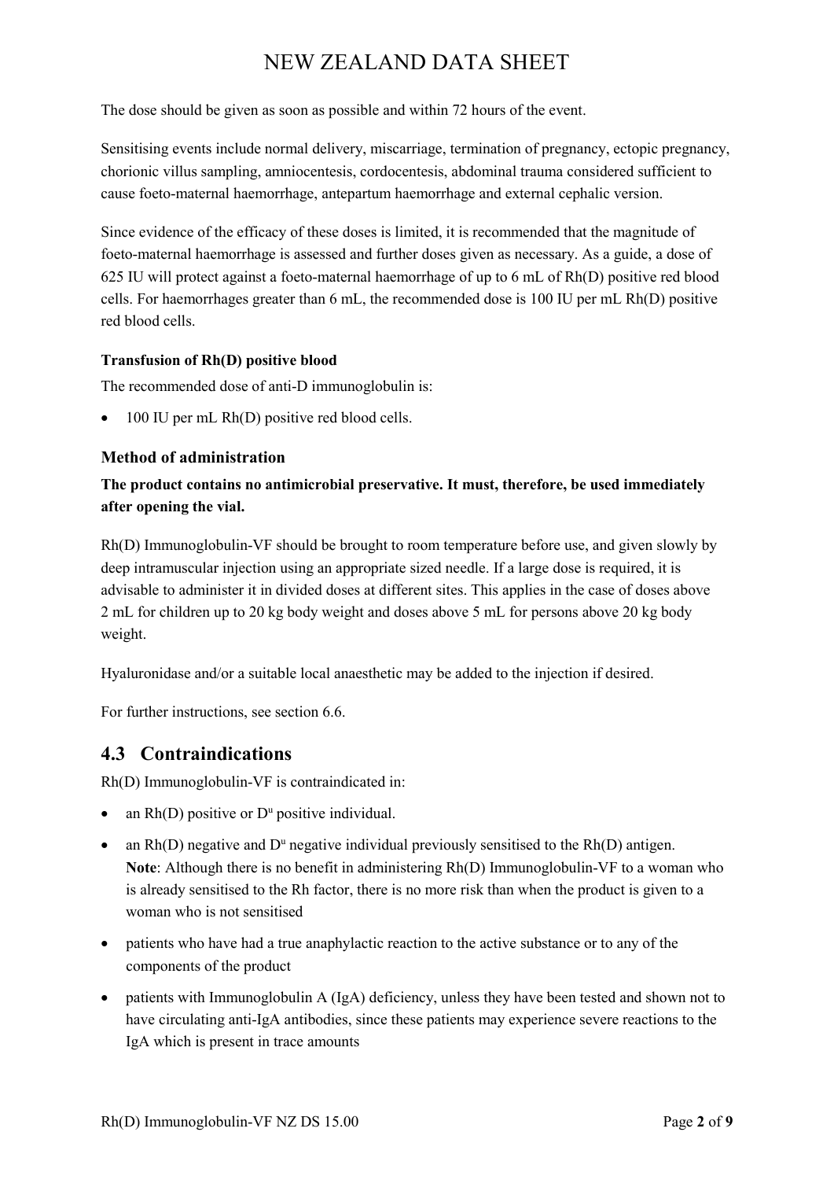The dose should be given as soon as possible and within 72 hours of the event.

Sensitising events include normal delivery, miscarriage, termination of pregnancy, ectopic pregnancy, chorionic villus sampling, amniocentesis, cordocentesis, abdominal trauma considered sufficient to cause foeto-maternal haemorrhage, antepartum haemorrhage and external cephalic version.

Since evidence of the efficacy of these doses is limited, it is recommended that the magnitude of foeto-maternal haemorrhage is assessed and further doses given as necessary. As a guide, a dose of 625 IU will protect against a foeto-maternal haemorrhage of up to 6 mL of Rh(D) positive red blood cells. For haemorrhages greater than 6 mL, the recommended dose is 100 IU per mL Rh(D) positive red blood cells.

**Transfusion of Rh(D) positive blood**

The recommended dose of anti-D immunoglobulin is:

- 100 IU per mL Rh(D) positive red blood cells.

### Method of administration

**The product contains no antimicrobial preservative. It must, therefore, be used immediately after opening the vial.**

Rh(D) Immunoglobulin-VF should be brought to room temperature before use, and given slowly by deep intramuscular injection using an appropriate sized needle. If a large dose is required, it is advisable to administer it in divided doses at different sites. This applies in the case of doses above 2 mL for children up to 20 kg body weight and doses above 5 mL for persons above 20 kg body weight.

Hyaluronidase and/or a suitable local anaesthetic may be added to the injection if desired.

For further instructions, see section 6.6.

## 4.3 Contraindications

Rh(D) Immunoglobulin-VF is contraindicated in:

- an Rh(D) positive or $D^u$ positive individual.
- an Rh(D) negative and $D^u$ negative individual previously sensitised to the Rh(D) antigen.
  **Note**: Although there is no benefit in administering Rh(D) Immunoglobulin-VF to a woman who is already sensitised to the Rh factor, there is no more risk than when the product is given to a woman who is not sensitised
- patients who have had a true anaphylactic reaction to the active substance or to any of the components of the product
- patients with Immunoglobulin A (IgA) deficiency, unless they have been tested and shown not to have circulating anti-IgA antibodies, since these patients may experience severe reactions to the IgA which is present in trace amounts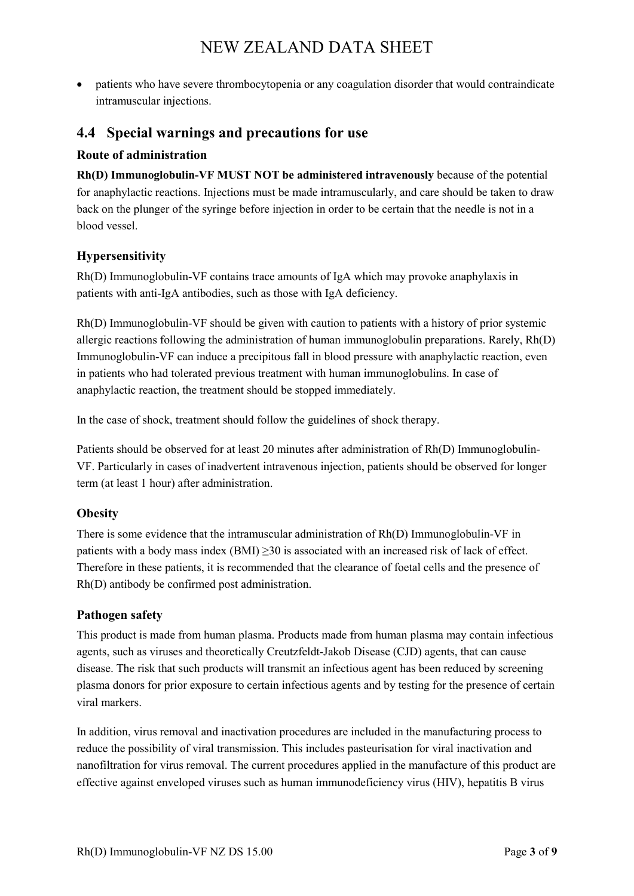- patients who have severe thrombocytopenia or any coagulation disorder that would contraindicate intramuscular injections.

## 4.4 Special warnings and precautions for use

### Route of administration

**Rh(D) Immunoglobulin-VF MUST NOT be administered intravenously** because of the potential for anaphylactic reactions. Injections must be made intramuscularly, and care should be taken to draw back on the plunger of the syringe before injection in order to be certain that the needle is not in a blood vessel.

### Hypersensitivity

Rh(D) Immunoglobulin-VF contains trace amounts of IgA which may provoke anaphylaxis in patients with anti-IgA antibodies, such as those with IgA deficiency.

Rh(D) Immunoglobulin-VF should be given with caution to patients with a history of prior systemic allergic reactions following the administration of human immunoglobulin preparations. Rarely, Rh(D) Immunoglobulin-VF can induce a precipitous fall in blood pressure with anaphylactic reaction, even in patients who had tolerated previous treatment with human immunoglobulins. In case of anaphylactic reaction, the treatment should be stopped immediately.

In the case of shock, treatment should follow the guidelines of shock therapy.

Patients should be observed for at least 20 minutes after administration of Rh(D) Immunoglobulin-VF. Particularly in cases of inadvertent intravenous injection, patients should be observed for longer term (at least 1 hour) after administration.

### Obesity

There is some evidence that the intramuscular administration of Rh(D) Immunoglobulin-VF in patients with a body mass index (BMI) $\geq 30$ is associated with an increased risk of lack of effect. Therefore in these patients, it is recommended that the clearance of foetal cells and the presence of Rh(D) antibody be confirmed post administration.

### Pathogen safety

This product is made from human plasma. Products made from human plasma may contain infectious agents, such as viruses and theoretically Creutzfeldt-Jakob Disease (CJD) agents, that can cause disease. The risk that such products will transmit an infectious agent has been reduced by screening plasma donors for prior exposure to certain infectious agents and by testing for the presence of certain viral markers.

In addition, virus removal and inactivation procedures are included in the manufacturing process to reduce the possibility of viral transmission. This includes pasteurisation for viral inactivation and nanofiltration for virus removal. The current procedures applied in the manufacture of this product are effective against enveloped viruses such as human immunodeficiency virus (HIV), hepatitis B virus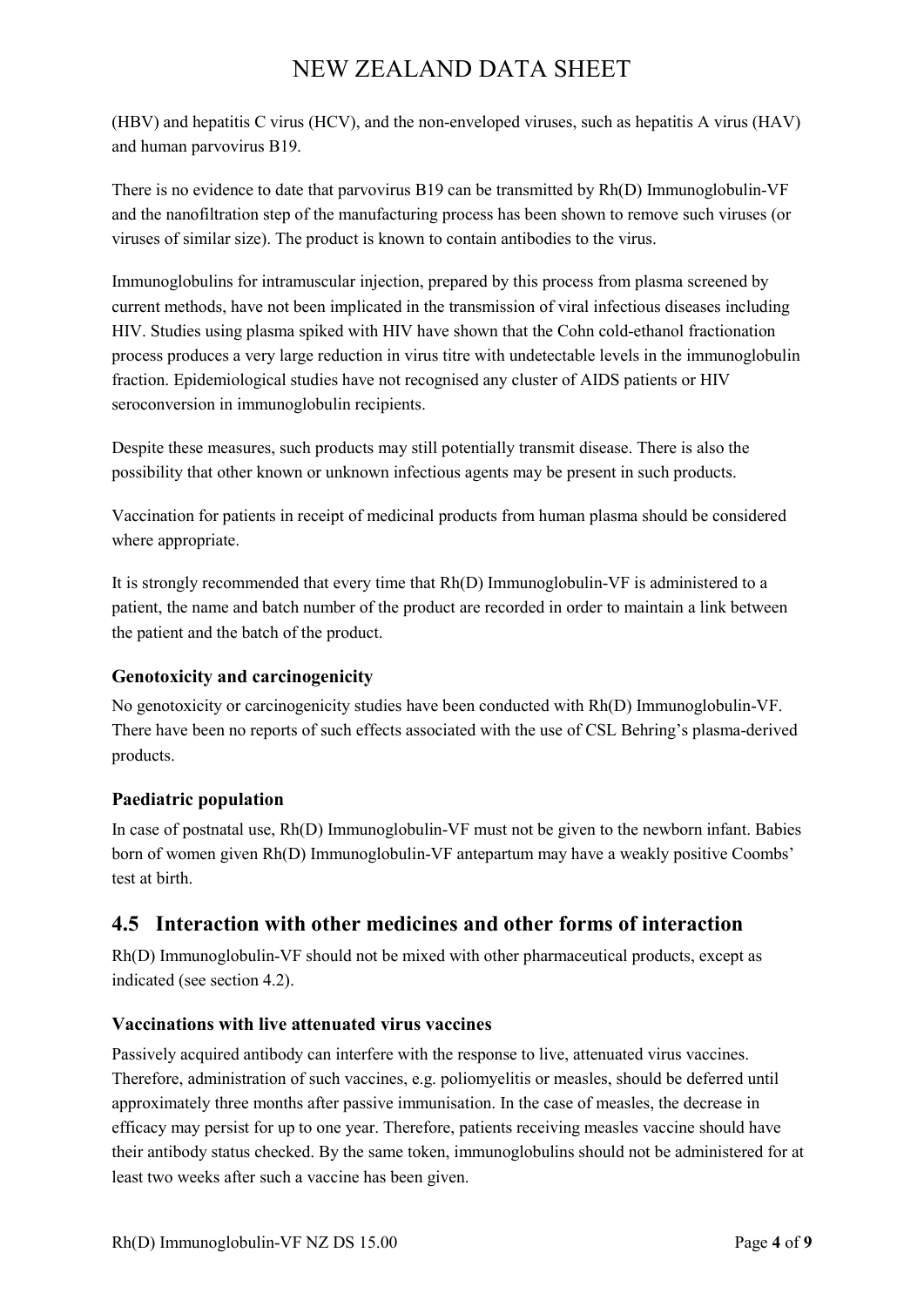(HBV) and hepatitis C virus (HCV), and the non-enveloped viruses, such as hepatitis A virus (HAV) and human parvovirus B19.

There is no evidence to date that parvovirus B19 can be transmitted by Rh(D) Immunoglobulin-VF and the nanofiltration step of the manufacturing process has been shown to remove such viruses (or viruses of similar size). The product is known to contain antibodies to the virus.

Immunoglobulins for intramuscular injection, prepared by this process from plasma screened by current methods, have not been implicated in the transmission of viral infectious diseases including HIV. Studies using plasma spiked with HIV have shown that the Cohn cold-ethanol fractionation process produces a very large reduction in virus titre with undetectable levels in the immunoglobulin fraction. Epidemiological studies have not recognised any cluster of AIDS patients or HIV seroconversion in immunoglobulin recipients.

Despite these measures, such products may still potentially transmit disease. There is also the possibility that other known or unknown infectious agents may be present in such products.

Vaccination for patients in receipt of medicinal products from human plasma should be considered where appropriate.

It is strongly recommended that every time that Rh(D) Immunoglobulin-VF is administered to a patient, the name and batch number of the product are recorded in order to maintain a link between the patient and the batch of the product.

### Genotoxicity and carcinogenicity

No genotoxicity or carcinogenicity studies have been conducted with Rh(D) Immunoglobulin-VF. There have been no reports of such effects associated with the use of CSL Behring's plasma-derived products.

### Paediatric population

In case of postnatal use, Rh(D) Immunoglobulin-VF must not be given to the newborn infant. Babies born of women given Rh(D) Immunoglobulin-VF antepartum may have a weakly positive Coombs' test at birth.

## 4.5 Interaction with other medicines and other forms of interaction

Rh(D) Immunoglobulin-VF should not be mixed with other pharmaceutical products, except as indicated (see section 4.2).

### Vaccinations with live attenuated virus vaccines

Passively acquired antibody can interfere with the response to live, attenuated virus vaccines. Therefore, administration of such vaccines, e.g. poliomyelitis or measles, should be deferred until approximately three months after passive immunisation. In the case of measles, the decrease in efficacy may persist for up to one year. Therefore, patients receiving measles vaccine should have their antibody status checked. By the same token, immunoglobulins should not be administered for at least two weeks after such a vaccine has been given.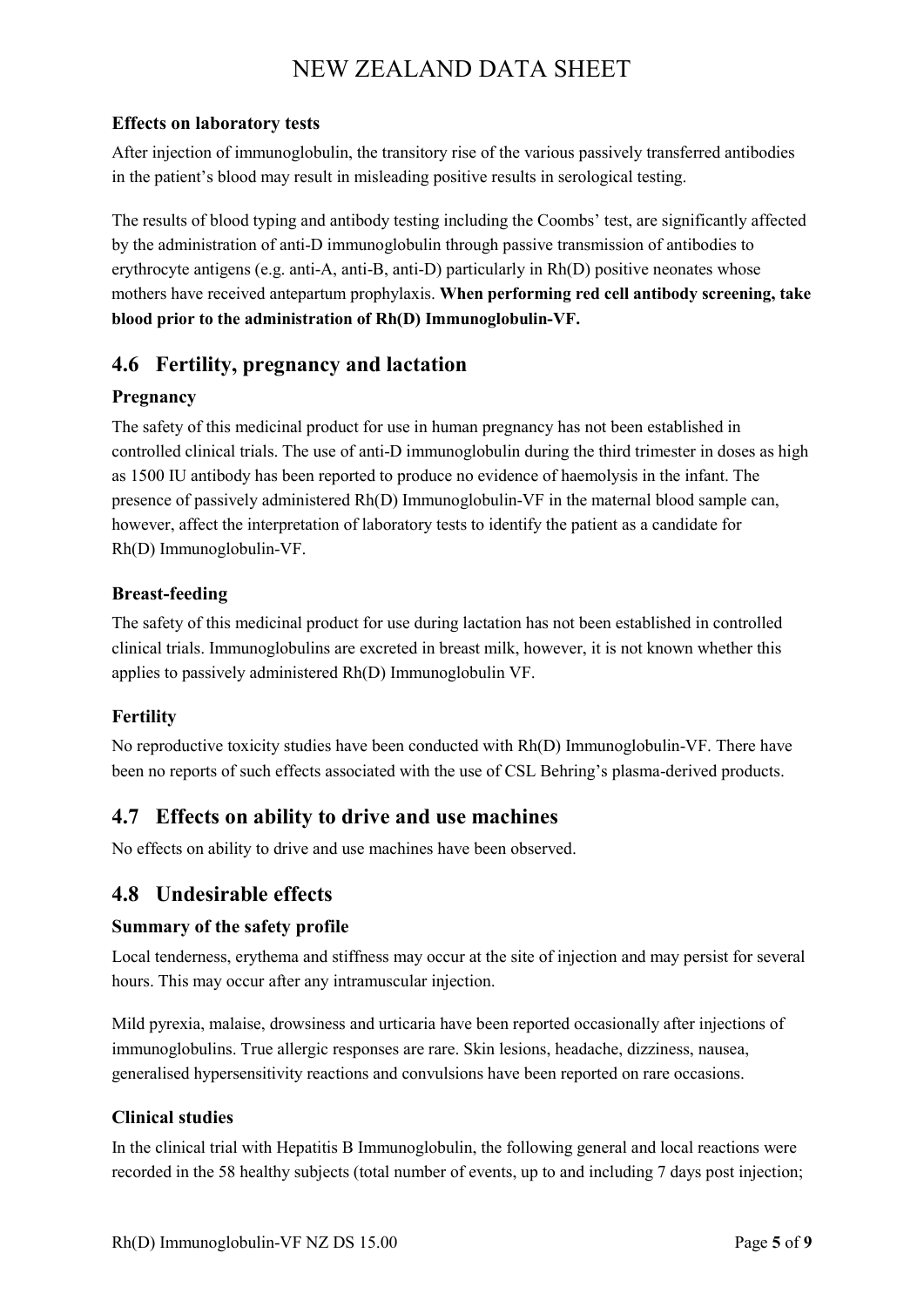### Effects on laboratory tests

After injection of immunoglobulin, the transitory rise of the various passively transferred antibodies in the patient's blood may result in misleading positive results in serological testing.

The results of blood typing and antibody testing including the Coombs' test, are significantly affected by the administration of anti-D immunoglobulin through passive transmission of antibodies to erythrocyte antigens (e.g. anti-A, anti-B, anti-D) particularly in Rh(D) positive neonates whose mothers have received antepartum prophylaxis. **When performing red cell antibody screening, take blood prior to the administration of Rh(D) Immunoglobulin-VF.**

## 4.6 Fertility, pregnancy and lactation

### Pregnancy

The safety of this medicinal product for use in human pregnancy has not been established in controlled clinical trials. The use of anti-D immunoglobulin during the third trimester in doses as high as 1500 IU antibody has been reported to produce no evidence of haemolysis in the infant. The presence of passively administered Rh(D) Immunoglobulin-VF in the maternal blood sample can, however, affect the interpretation of laboratory tests to identify the patient as a candidate for Rh(D) Immunoglobulin-VF.

### Breast-feeding

The safety of this medicinal product for use during lactation has not been established in controlled clinical trials. Immunoglobulins are excreted in breast milk, however, it is not known whether this applies to passively administered Rh(D) Immunoglobulin VF.

### Fertility

No reproductive toxicity studies have been conducted with Rh(D) Immunoglobulin-VF. There have been no reports of such effects associated with the use of CSL Behring's plasma-derived products.

## 4.7 Effects on ability to drive and use machines

No effects on ability to drive and use machines have been observed.

## 4.8 Undesirable effects

### Summary of the safety profile

Local tenderness, erythema and stiffness may occur at the site of injection and may persist for several hours. This may occur after any intramuscular injection.

Mild pyrexia, malaise, drowsiness and urticaria have been reported occasionally after injections of immunoglobulins. True allergic responses are rare. Skin lesions, headache, dizziness, nausea, generalised hypersensitivity reactions and convulsions have been reported on rare occasions.

### Clinical studies

In the clinical trial with Hepatitis B Immunoglobulin, the following general and local reactions were recorded in the 58 healthy subjects (total number of events, up to and including 7 days post injection;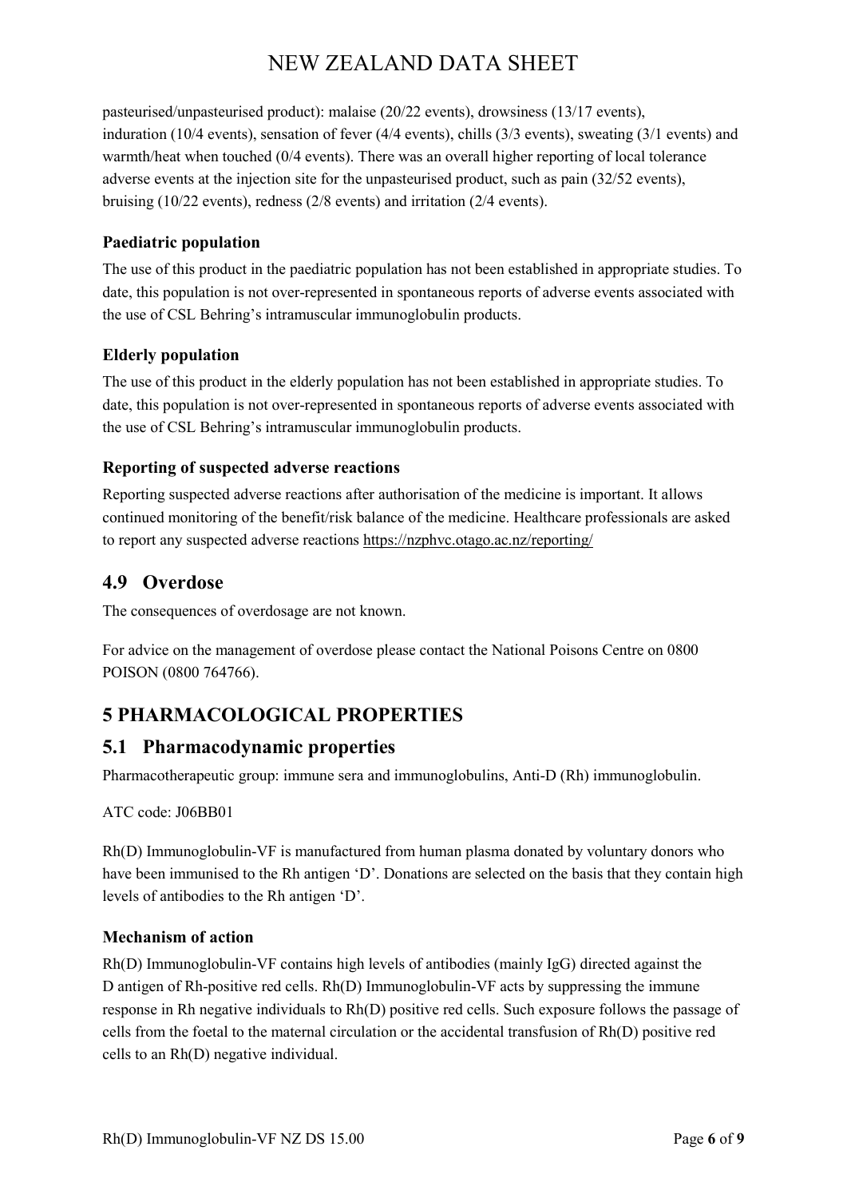pasteurised/unpasteurised product): malaise (20/22 events), drowsiness (13/17 events), induration (10/4 events), sensation of fever (4/4 events), chills (3/3 events), sweating (3/1 events) and warmth/heat when touched (0/4 events). There was an overall higher reporting of local tolerance adverse events at the injection site for the unpasteurised product, such as pain (32/52 events), bruising (10/22 events), redness (2/8 events) and irritation (2/4 events).

### Paediatric population

The use of this product in the paediatric population has not been established in appropriate studies. To date, this population is not over-represented in spontaneous reports of adverse events associated with the use of CSL Behring's intramuscular immunoglobulin products.

### Elderly population

The use of this product in the elderly population has not been established in appropriate studies. To date, this population is not over-represented in spontaneous reports of adverse events associated with the use of CSL Behring's intramuscular immunoglobulin products.

### Reporting of suspected adverse reactions

Reporting suspected adverse reactions after authorisation of the medicine is important. It allows continued monitoring of the benefit/risk balance of the medicine. Healthcare professionals are asked to report any suspected adverse reactions https://nzphvc.otago.ac.nz/reporting/

## 4.9 Overdose

The consequences of overdosage are not known.

For advice on the management of overdose please contact the National Poisons Centre on 0800 POISON (0800 764766).

# 5 PHARMACOLOGICAL PROPERTIES

## 5.1 Pharmacodynamic properties

Pharmacotherapeutic group: immune sera and immunoglobulins, Anti-D (Rh) immunoglobulin.

ATC code: J06BB01

Rh(D) Immunoglobulin-VF is manufactured from human plasma donated by voluntary donors who have been immunised to the Rh antigen 'D'. Donations are selected on the basis that they contain high levels of antibodies to the Rh antigen 'D'.

### Mechanism of action

Rh(D) Immunoglobulin-VF contains high levels of antibodies (mainly IgG) directed against the D antigen of Rh-positive red cells. Rh(D) Immunoglobulin-VF acts by suppressing the immune response in Rh negative individuals to Rh(D) positive red cells. Such exposure follows the passage of cells from the foetal to the maternal circulation or the accidental transfusion of Rh(D) positive red cells to an Rh(D) negative individual.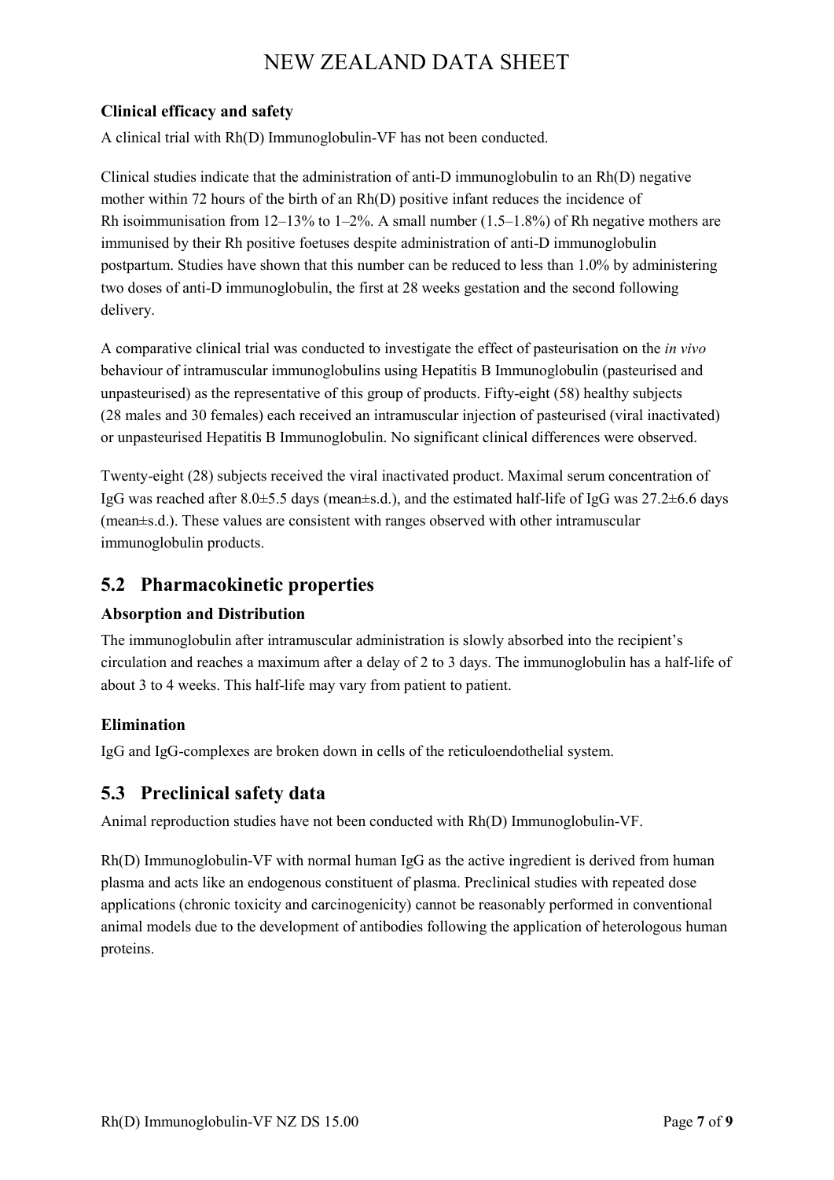### Clinical efficacy and safety

A clinical trial with Rh(D) Immunoglobulin-VF has not been conducted.

Clinical studies indicate that the administration of anti-D immunoglobulin to an Rh(D) negative mother within 72 hours of the birth of an Rh(D) positive infant reduces the incidence of Rh isoimmunisation from 12–13% to 1–2%. A small number (1.5–1.8%) of Rh negative mothers are immunised by their Rh positive foetuses despite administration of anti-D immunoglobulin postpartum. Studies have shown that this number can be reduced to less than 1.0% by administering two doses of anti-D immunoglobulin, the first at 28 weeks gestation and the second following delivery.

A comparative clinical trial was conducted to investigate the effect of pasteurisation on the *in vivo* behaviour of intramuscular immunoglobulins using Hepatitis B Immunoglobulin (pasteurised and unpasteurised) as the representative of this group of products. Fifty-eight (58) healthy subjects (28 males and 30 females) each received an intramuscular injection of pasteurised (viral inactivated) or unpasteurised Hepatitis B Immunoglobulin. No significant clinical differences were observed.

Twenty-eight (28) subjects received the viral inactivated product. Maximal serum concentration of IgG was reached after 8.0±5.5 days (mean±s.d.), and the estimated half-life of IgG was 27.2±6.6 days (mean±s.d.). These values are consistent with ranges observed with other intramuscular immunoglobulin products.

## 5.2 Pharmacokinetic properties

### Absorption and Distribution

The immunoglobulin after intramuscular administration is slowly absorbed into the recipient's circulation and reaches a maximum after a delay of 2 to 3 days. The immunoglobulin has a half-life of about 3 to 4 weeks. This half-life may vary from patient to patient.

### Elimination

IgG and IgG-complexes are broken down in cells of the reticuloendothelial system.

## 5.3 Preclinical safety data

Animal reproduction studies have not been conducted with Rh(D) Immunoglobulin-VF.

Rh(D) Immunoglobulin-VF with normal human IgG as the active ingredient is derived from human plasma and acts like an endogenous constituent of plasma. Preclinical studies with repeated dose applications (chronic toxicity and carcinogenicity) cannot be reasonably performed in conventional animal models due to the development of antibodies following the application of heterologous human proteins.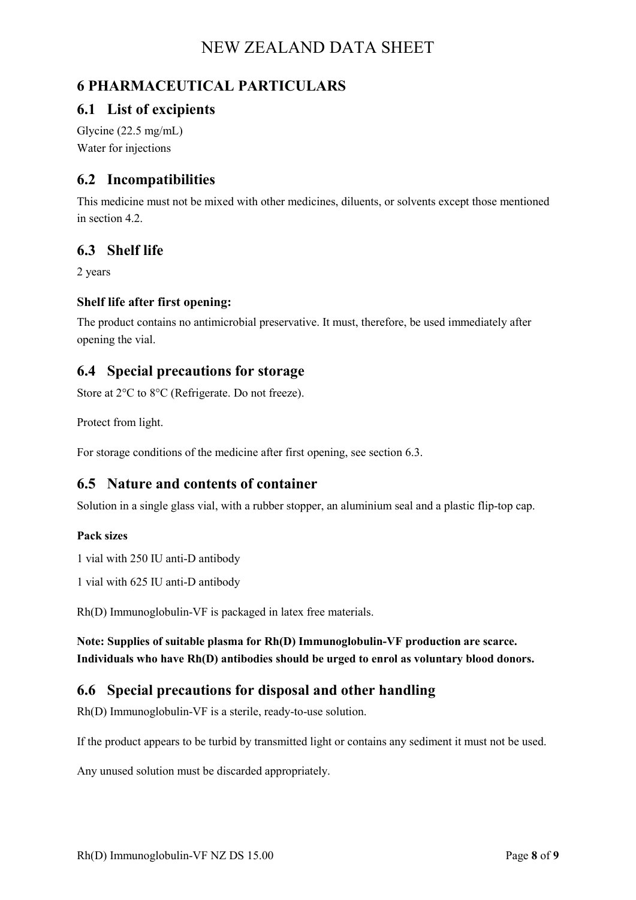# 6 PHARMACEUTICAL PARTICULARS

## 6.1 List of excipients

Glycine (22.5 mg/mL)
Water for injections

## 6.2 Incompatibilities

This medicine must not be mixed with other medicines, diluents, or solvents except those mentioned in section 4.2.

## 6.3 Shelf life

2 years

### Shelf life after first opening:

The product contains no antimicrobial preservative. It must, therefore, be used immediately after opening the vial.

## 6.4 Special precautions for storage

Store at 2°C to 8°C (Refrigerate. Do not freeze).

Protect from light.

For storage conditions of the medicine after first opening, see section 6.3.

## 6.5 Nature and contents of container

Solution in a single glass vial, with a rubber stopper, an aluminium seal and a plastic flip-top cap.

### Pack sizes

1 vial with 250 IU anti-D antibody

1 vial with 625 IU anti-D antibody

Rh(D) Immunoglobulin-VF is packaged in latex free materials.

**Note: Supplies of suitable plasma for Rh(D) Immunoglobulin-VF production are scarce. Individuals who have Rh(D) antibodies should be urged to enrol as voluntary blood donors.**

## 6.6 Special precautions for disposal and other handling

Rh(D) Immunoglobulin-VF is a sterile, ready-to-use solution.

If the product appears to be turbid by transmitted light or contains any sediment it must not be used.

Any unused solution must be discarded appropriately.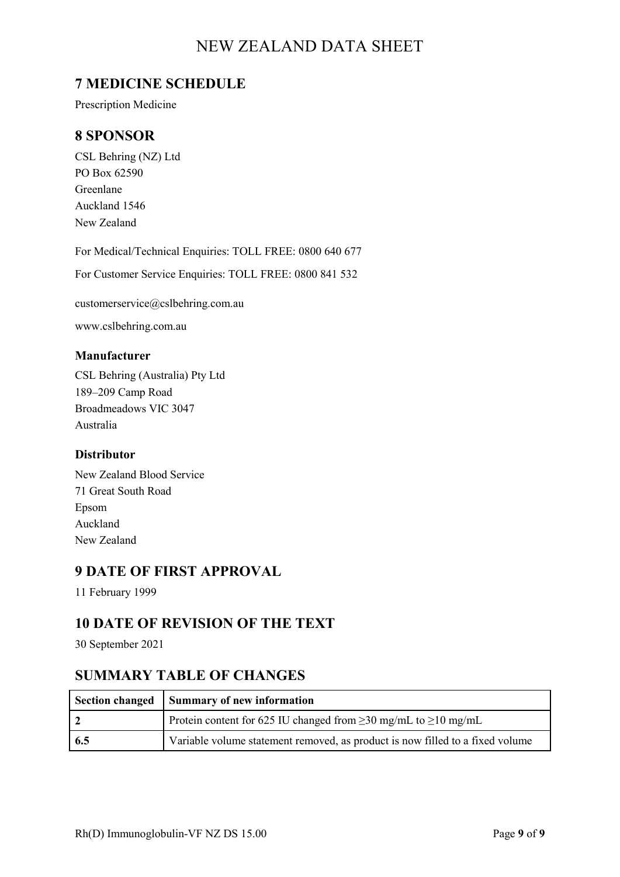## 7 MEDICINE SCHEDULE

Prescription Medicine

## 8 SPONSOR

CSL Behring (NZ) Ltd
PO Box 62590
Greenlane
Auckland 1546
New Zealand

For Medical/Technical Enquiries: TOLL FREE: 0800 640 677

For Customer Service Enquiries: TOLL FREE: 0800 841 532

customerservice@cslbehring.com.au

www.cslbehring.com.au

### Manufacturer

CSL Behring (Australia) Pty Ltd
189–209 Camp Road
Broadmeadows VIC 3047
Australia

### Distributor

New Zealand Blood Service
71 Great South Road
Epsom
Auckland
New Zealand

## 9 DATE OF FIRST APPROVAL

11 February 1999

## 10 DATE OF REVISION OF THE TEXT

30 September 2021

## SUMMARY TABLE OF CHANGES

| Section changed | Summary of new information |
|---|---|
| **2** | Protein content for 625 IU changed from ≥30 mg/mL to ≥10 mg/mL |
| **6.5** | Variable volume statement removed, as product is now filled to a fixed volume |